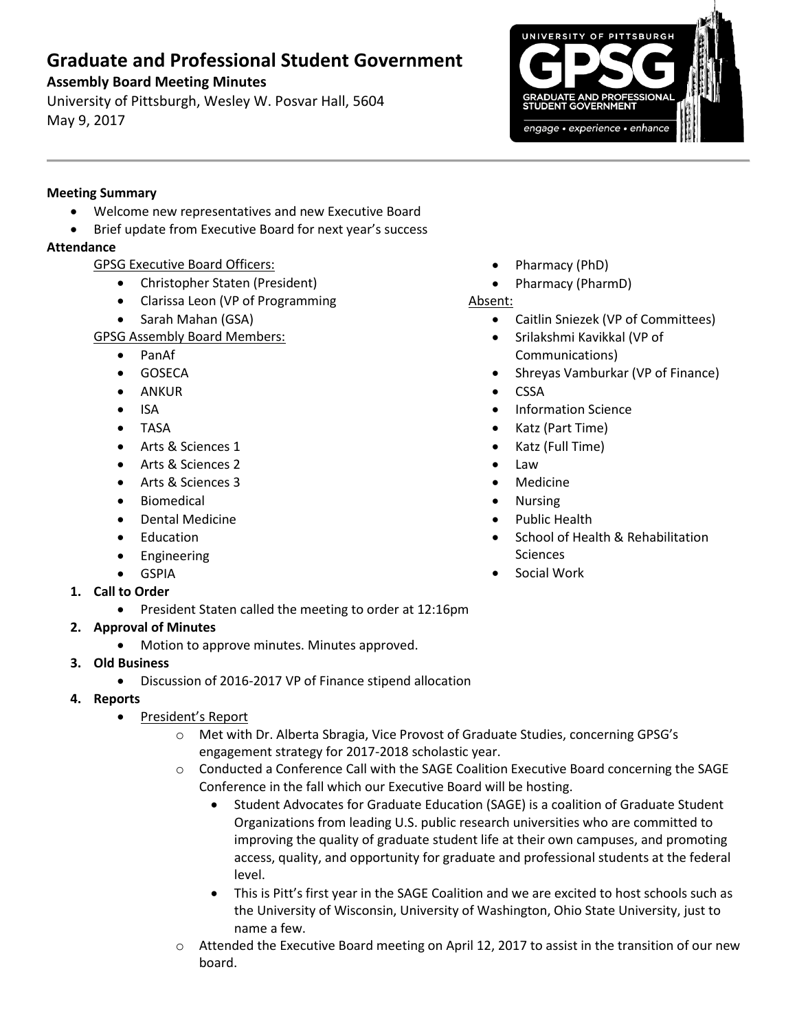# Graduate and Professional Student Government

**Assembly Board Meeting Minutes**

University of Pittsburgh, Wesley W. Posvar Hall, 5604

May 9, 2017

**Meeting Summary**

- Welcome new representatives and new Executive Board
- Brief update from Executive Board for next year's success

**Attendance**

GPSG Executive Board Officers:

- Christopher Staten (President)
- Clarissa Leon (VP of Programming
- Sarah Mahan (GSA)

GPSG Assembly Board Members:

- PanAf
- GOSECA
- ANKUR
- ISA
- TASA
- Arts & Sciences 1
- Arts & Sciences 2
- Arts & Sciences 3
- Biomedical
- Dental Medicine
- Education
- Engineering
- GSPIA
- Pharmacy (PhD)
- Pharmacy (PharmD)

Absent:

- Caitlin Sniezek (VP of Committees)
- Srilakshmi Kavikkal (VP of Communications)
- Shreyas Vamburkar (VP of Finance)
- CSSA
- Information Science
- Katz (Part Time)
- Katz (Full Time)
- Law
- Medicine
- Nursing
- Public Health
- School of Health & Rehabilitation Sciences
- Social Work

1. **Call to Order**
    - President Staten called the meeting to order at 12:16pm
2. **Approval of Minutes**
    - Motion to approve minutes. Minutes approved.
3. **Old Business**
    - Discussion of 2016-2017 VP of Finance stipend allocation
4. **Reports**
    - President's Report
        - Met with Dr. Alberta Sbragia, Vice Provost of Graduate Studies, concerning GPSG's engagement strategy for 2017-2018 scholastic year.
        - Conducted a Conference Call with the SAGE Coalition Executive Board concerning the SAGE Conference in the fall which our Executive Board will be hosting.
            - Student Advocates for Graduate Education (SAGE) is a coalition of Graduate Student Organizations from leading U.S. public research universities who are committed to improving the quality of graduate student life at their own campuses, and promoting access, quality, and opportunity for graduate and professional students at the federal level.
            - This is Pitt's first year in the SAGE Coalition and we are excited to host schools such as the University of Wisconsin, University of Washington, Ohio State University, just to name a few.
        - Attended the Executive Board meeting on April 12, 2017 to assist in the transition of our new board.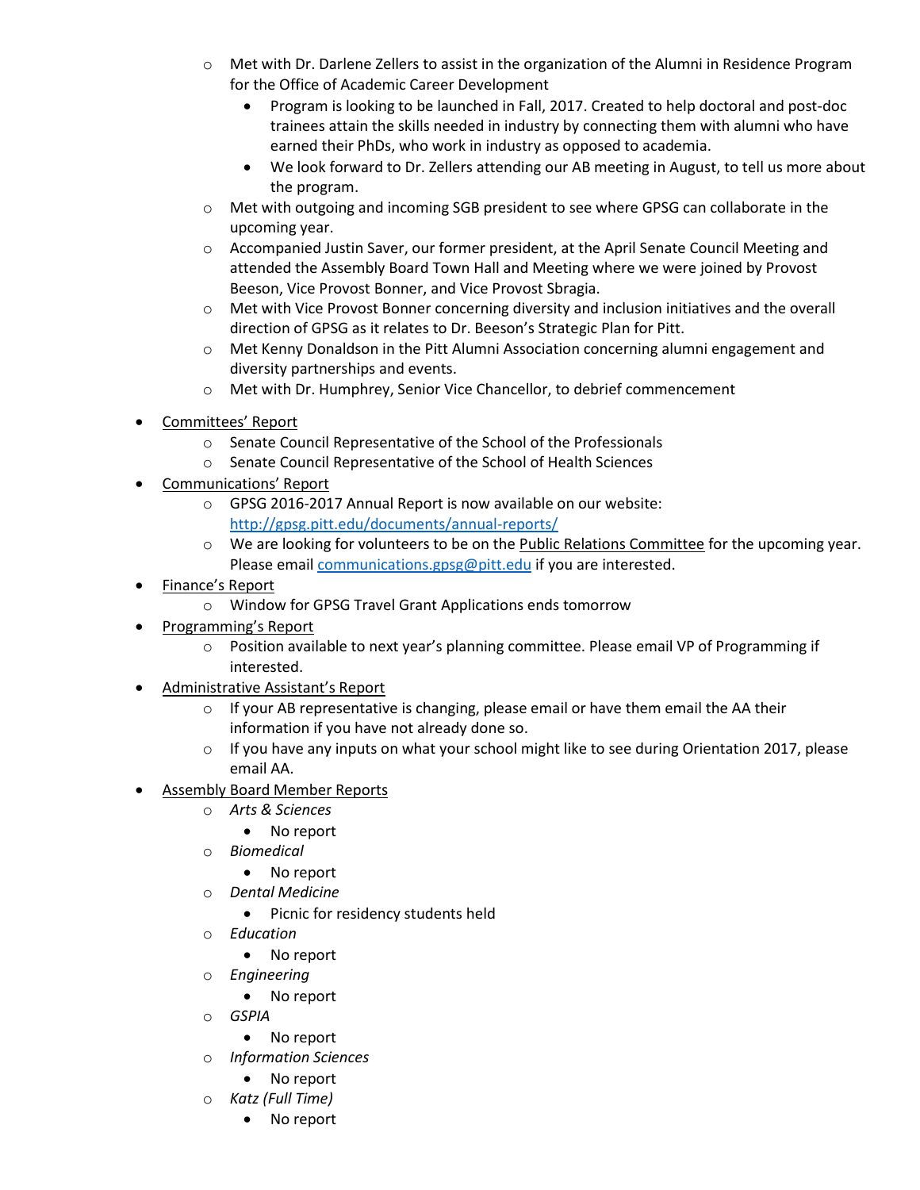- Met with Dr. Darlene Zellers to assist in the organization of the Alumni in Residence Program for the Office of Academic Career Development
    - Program is looking to be launched in Fall, 2017. Created to help doctoral and post-doc trainees attain the skills needed in industry by connecting them with alumni who have earned their PhDs, who work in industry as opposed to academia.
    - We look forward to Dr. Zellers attending our AB meeting in August, to tell us more about the program.
  - Met with outgoing and incoming SGB president to see where GPSG can collaborate in the upcoming year.
  - Accompanied Justin Saver, our former president, at the April Senate Council Meeting and attended the Assembly Board Town Hall and Meeting where we were joined by Provost Beeson, Vice Provost Bonner, and Vice Provost Sbragia.
  - Met with Vice Provost Bonner concerning diversity and inclusion initiatives and the overall direction of GPSG as it relates to Dr. Beeson's Strategic Plan for Pitt.
  - Met Kenny Donaldson in the Pitt Alumni Association concerning alumni engagement and diversity partnerships and events.
  - Met with Dr. Humphrey, Senior Vice Chancellor, to debrief commencement
- <u>Committees' Report</u>
  - Senate Council Representative of the School of the Professionals
  - Senate Council Representative of the School of Health Sciences
- <u>Communications' Report</u>
  - GPSG 2016-2017 Annual Report is now available on our website: [http://gpsg.pitt.edu/documents/annual-reports/](http://gpsg.pitt.edu/documents/annual-reports/)
  - We are looking for volunteers to be on the <u>Public Relations Committee</u> for the upcoming year. Please email [communications.gpsg@pitt.edu](mailto:communications.gpsg@pitt.edu) if you are interested.
- <u>Finance's Report</u>
  - Window for GPSG Travel Grant Applications ends tomorrow
- <u>Programming's Report</u>
  - Position available to next year's planning committee. Please email VP of Programming if interested.
- <u>Administrative Assistant's Report</u>
  - If your AB representative is changing, please email or have them email the AA their information if you have not already done so.
  - If you have any inputs on what your school might like to see during Orientation 2017, please email AA.
- <u>Assembly Board Member Reports</u>
  - *Arts & Sciences*
    - No report
  - *Biomedical*
    - No report
  - *Dental Medicine*
    - Picnic for residency students held
  - *Education*
    - No report
  - *Engineering*
    - No report
  - *GSPIA*
    - No report
  - *Information Sciences*
    - No report
  - *Katz (Full Time)*
    - No report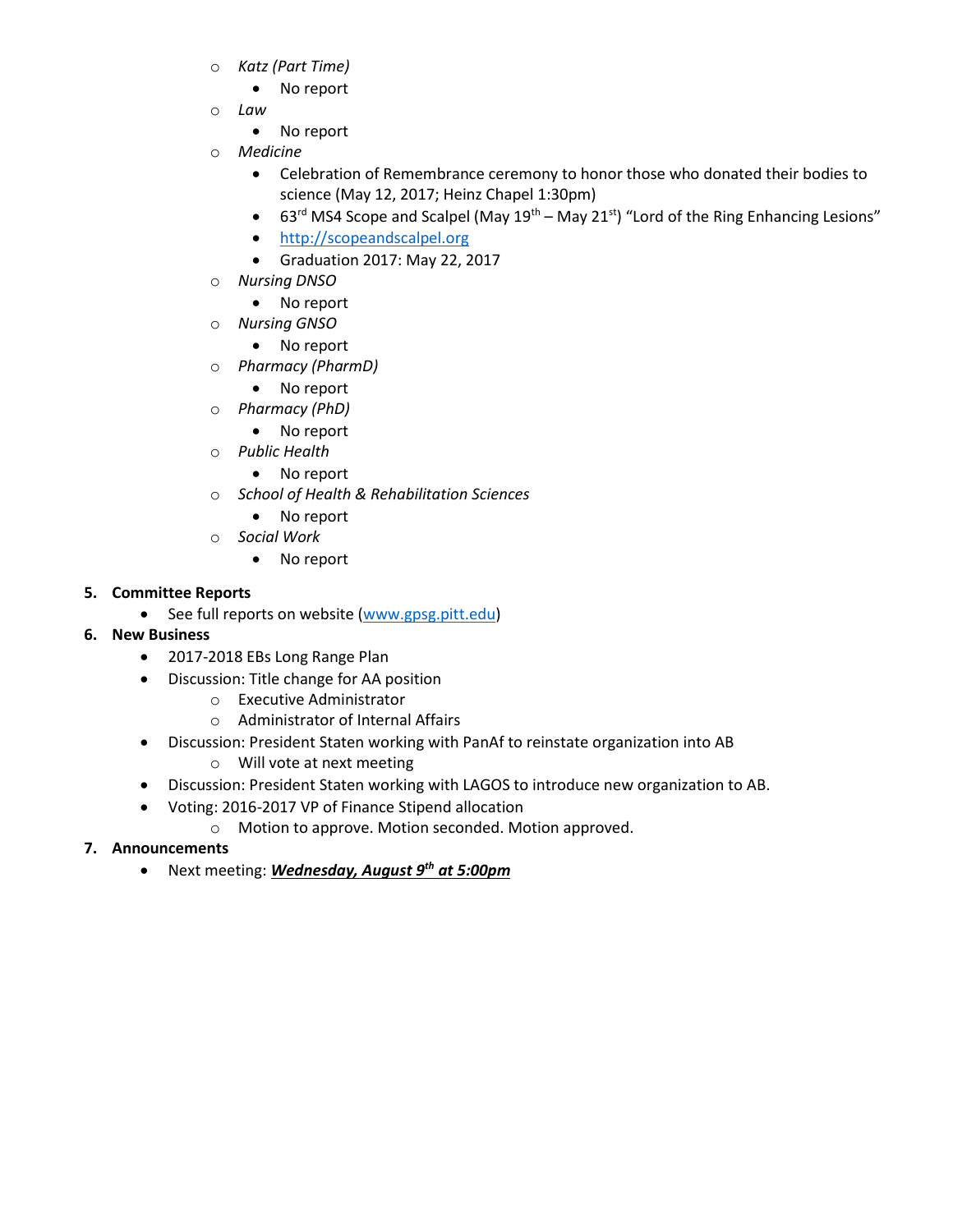- *Katz (Part Time)*
  - No report
- *Law*
  - No report
- *Medicine*
  - Celebration of Remembrance ceremony to honor those who donated their bodies to science (May 12, 2017; Heinz Chapel 1:30pm)
  - 63rd MS4 Scope and Scalpel (May 19th – May 21st) "Lord of the Ring Enhancing Lesions"
  - http://scopeandscalpel.org
  - Graduation 2017: May 22, 2017
- *Nursing DNSO*
  - No report
- *Nursing GNSO*
  - No report
- *Pharmacy (PharmD)*
  - No report
- *Pharmacy (PhD)*
  - No report
- *Public Health*
  - No report
- *School of Health & Rehabilitation Sciences*
  - No report
- *Social Work*
  - No report

5. **Committee Reports**
   - See full reports on website (www.gpsg.pitt.edu)
6. **New Business**
   - 2017-2018 EBs Long Range Plan
   - Discussion: Title change for AA position
     - Executive Administrator
     - Administrator of Internal Affairs
   - Discussion: President Staten working with PanAf to reinstate organization into AB
     - Will vote at next meeting
   - Discussion: President Staten working with LAGOS to introduce new organization to AB.
   - Voting: 2016-2017 VP of Finance Stipend allocation
     - Motion to approve. Motion seconded. Motion approved.
7. **Announcements**
   - Next meeting: ***Wednesday, August 9th at 5:00pm***